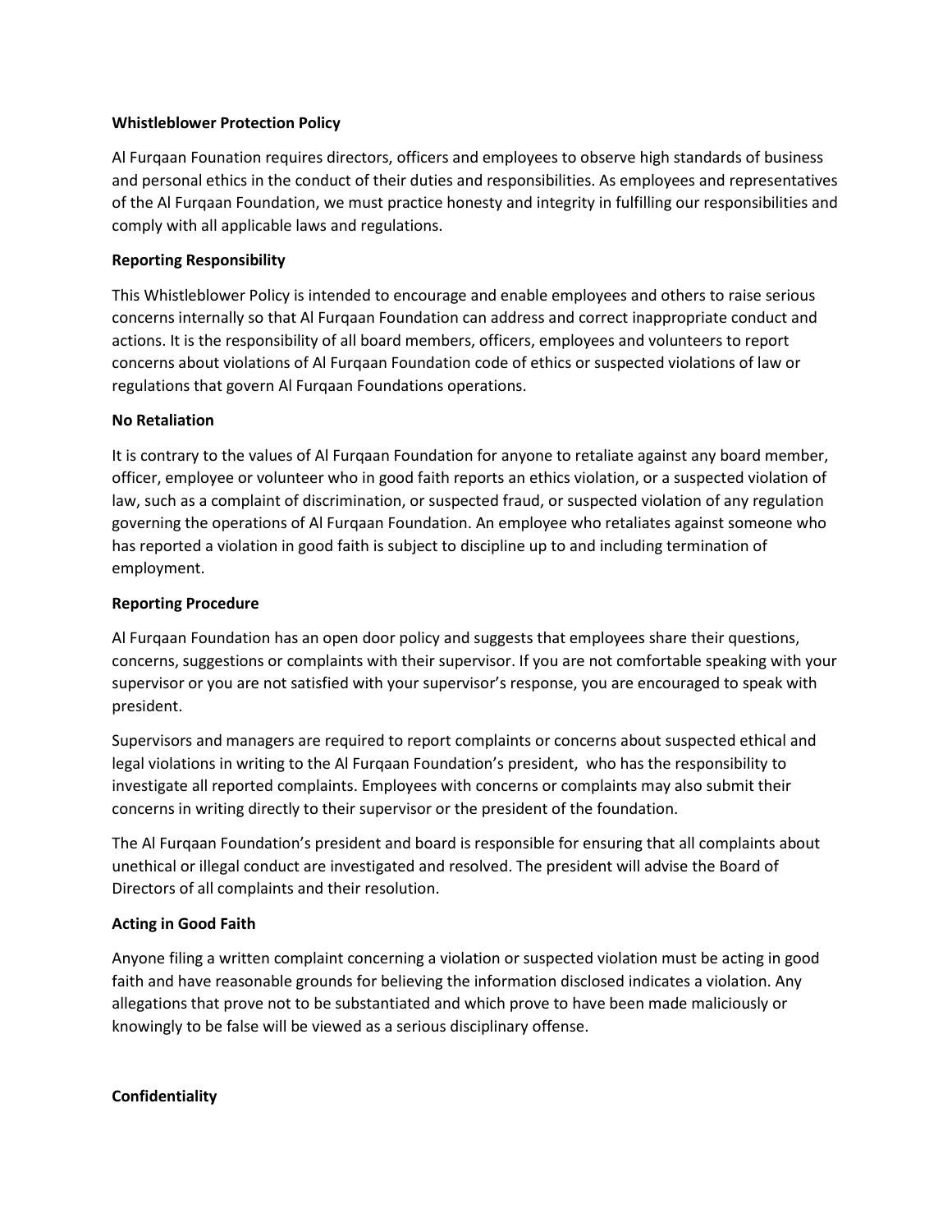**Whistleblower Protection Policy**

Al Furqaan Founation requires directors, officers and employees to observe high standards of business and personal ethics in the conduct of their duties and responsibilities. As employees and representatives of the Al Furqaan Foundation, we must practice honesty and integrity in fulfilling our responsibilities and comply with all applicable laws and regulations.

**Reporting Responsibility**

This Whistleblower Policy is intended to encourage and enable employees and others to raise serious concerns internally so that Al Furqaan Foundation can address and correct inappropriate conduct and actions. It is the responsibility of all board members, officers, employees and volunteers to report concerns about violations of Al Furqaan Foundation code of ethics or suspected violations of law or regulations that govern Al Furqaan Foundations operations.

**No Retaliation**

It is contrary to the values of Al Furqaan Foundation for anyone to retaliate against any board member, officer, employee or volunteer who in good faith reports an ethics violation, or a suspected violation of law, such as a complaint of discrimination, or suspected fraud, or suspected violation of any regulation governing the operations of Al Furqaan Foundation. An employee who retaliates against someone who has reported a violation in good faith is subject to discipline up to and including termination of employment.

**Reporting Procedure**

Al Furqaan Foundation has an open door policy and suggests that employees share their questions, concerns, suggestions or complaints with their supervisor. If you are not comfortable speaking with your supervisor or you are not satisfied with your supervisor's response, you are encouraged to speak with president.

Supervisors and managers are required to report complaints or concerns about suspected ethical and legal violations in writing to the Al Furqaan Foundation's president, who has the responsibility to investigate all reported complaints. Employees with concerns or complaints may also submit their concerns in writing directly to their supervisor or the president of the foundation.

The Al Furqaan Foundation's president and board is responsible for ensuring that all complaints about unethical or illegal conduct are investigated and resolved. The president will advise the Board of Directors of all complaints and their resolution.

**Acting in Good Faith**

Anyone filing a written complaint concerning a violation or suspected violation must be acting in good faith and have reasonable grounds for believing the information disclosed indicates a violation. Any allegations that prove not to be substantiated and which prove to have been made maliciously or knowingly to be false will be viewed as a serious disciplinary offense.

**Confidentiality**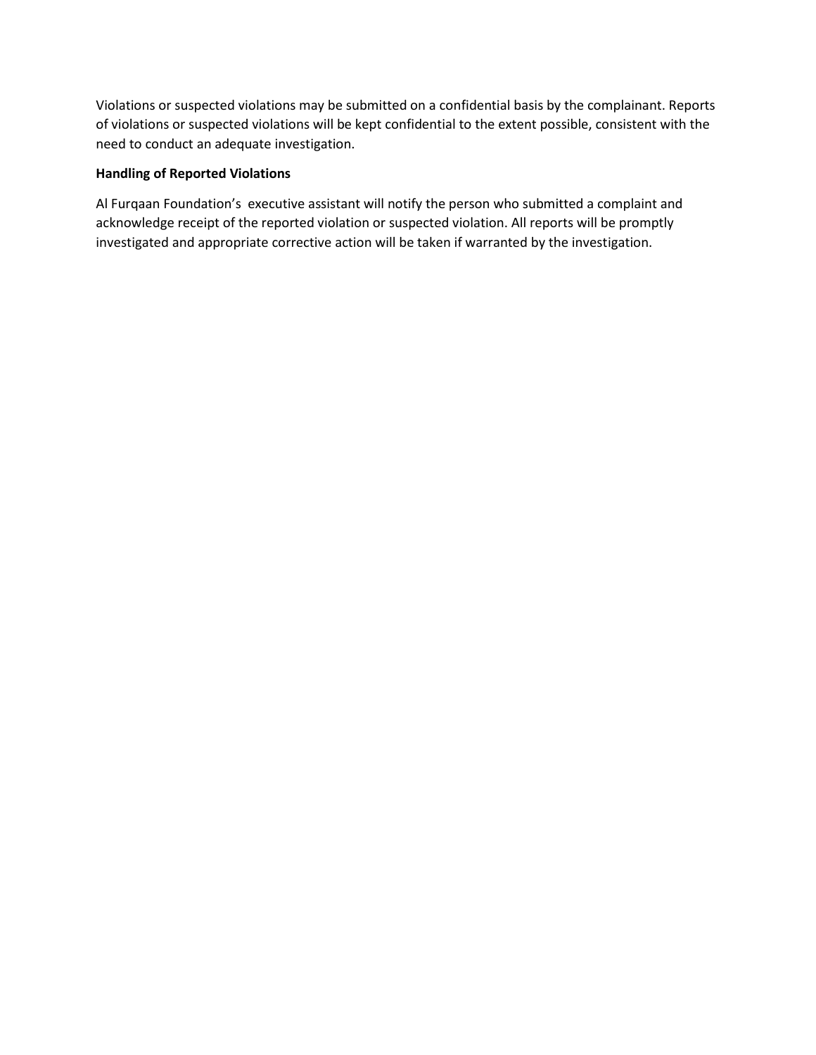Violations or suspected violations may be submitted on a confidential basis by the complainant. Reports of violations or suspected violations will be kept confidential to the extent possible, consistent with the need to conduct an adequate investigation.

**Handling of Reported Violations**

Al Furqaan Foundation's executive assistant will notify the person who submitted a complaint and acknowledge receipt of the reported violation or suspected violation. All reports will be promptly investigated and appropriate corrective action will be taken if warranted by the investigation.